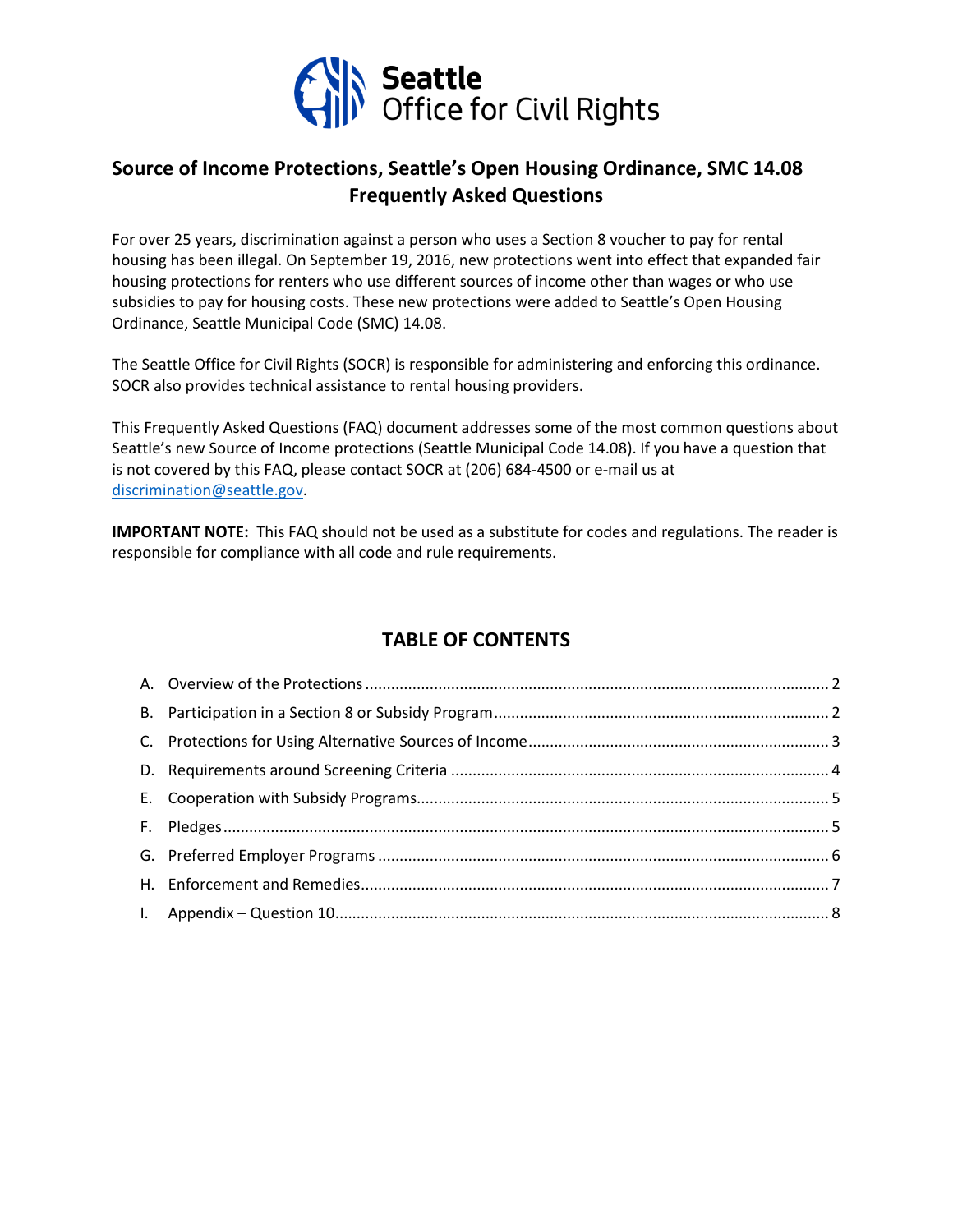Seattle Office for Civil Rights

# Source of Income Protections, Seattle's Open Housing Ordinance, SMC 14.08 Frequently Asked Questions

For over 25 years, discrimination against a person who uses a Section 8 voucher to pay for rental housing has been illegal. On September 19, 2016, new protections went into effect that expanded fair housing protections for renters who use different sources of income other than wages or who use subsidies to pay for housing costs. These new protections were added to Seattle's Open Housing Ordinance, Seattle Municipal Code (SMC) 14.08.

The Seattle Office for Civil Rights (SOCR) is responsible for administering and enforcing this ordinance. SOCR also provides technical assistance to rental housing providers.

This Frequently Asked Questions (FAQ) document addresses some of the most common questions about Seattle's new Source of Income protections (Seattle Municipal Code 14.08). If you have a question that is not covered by this FAQ, please contact SOCR at (206) 684-4500 or e-mail us at discrimination@seattle.gov.

**IMPORTANT NOTE:** This FAQ should not be used as a substitute for codes and regulations. The reader is responsible for compliance with all code and rule requirements.

## TABLE OF CONTENTS

A. Overview of the Protections ........ 2
B. Participation in a Section 8 or Subsidy Program ........ 2
C. Protections for Using Alternative Sources of Income ........ 3
D. Requirements around Screening Criteria ........ 4
E. Cooperation with Subsidy Programs ........ 5
F. Pledges ........ 5
G. Preferred Employer Programs ........ 6
H. Enforcement and Remedies ........ 7
I. Appendix – Question 10 ........ 8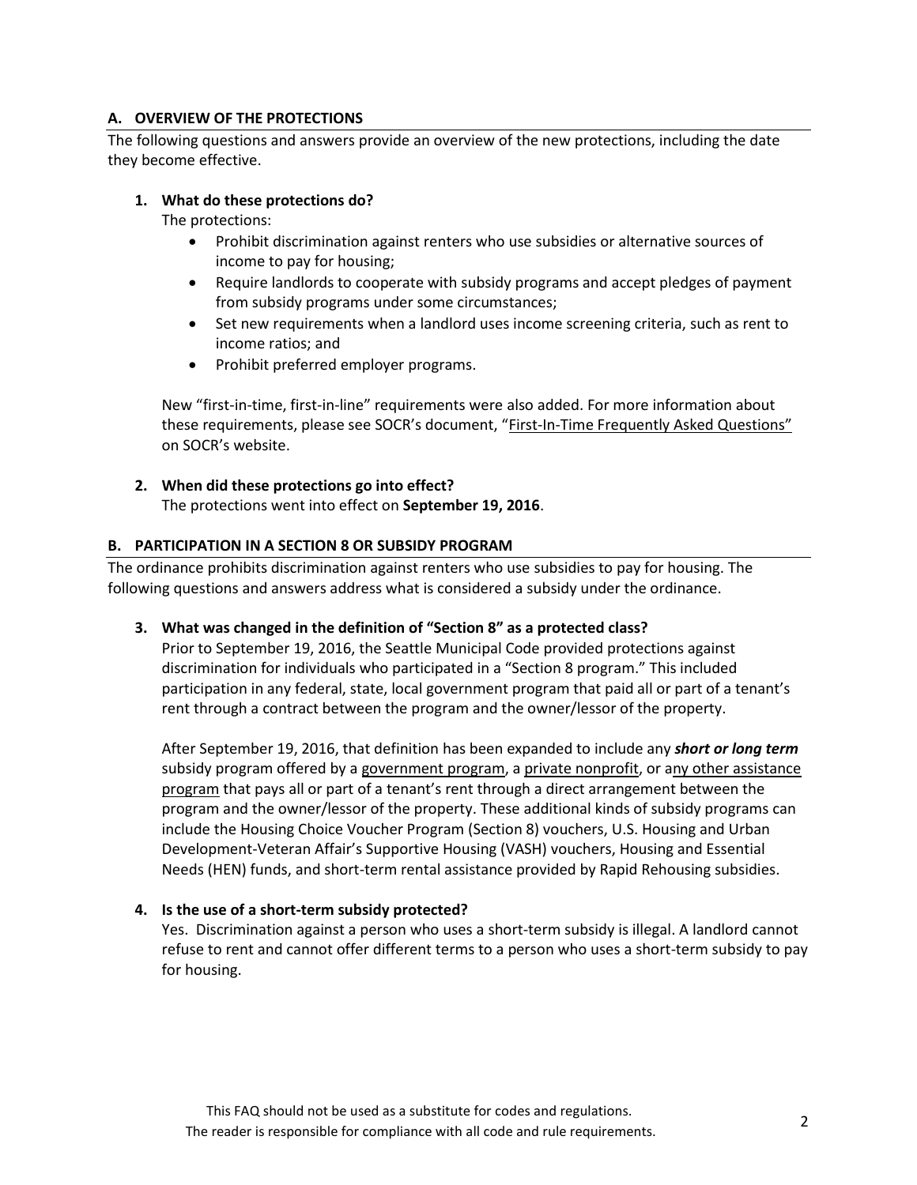## A. OVERVIEW OF THE PROTECTIONS

The following questions and answers provide an overview of the new protections, including the date they become effective.

1. **What do these protections do?**

   The protections:

   - Prohibit discrimination against renters who use subsidies or alternative sources of income to pay for housing;
   - Require landlords to cooperate with subsidy programs and accept pledges of payment from subsidy programs under some circumstances;
   - Set new requirements when a landlord uses income screening criteria, such as rent to income ratios; and
   - Prohibit preferred employer programs.

   New "first-in-time, first-in-line" requirements were also added. For more information about these requirements, please see SOCR's document, "First-In-Time Frequently Asked Questions" on SOCR's website.

2. **When did these protections go into effect?**

   The protections went into effect on **September 19, 2016**.

## B. PARTICIPATION IN A SECTION 8 OR SUBSIDY PROGRAM

The ordinance prohibits discrimination against renters who use subsidies to pay for housing. The following questions and answers address what is considered a subsidy under the ordinance.

3. **What was changed in the definition of "Section 8" as a protected class?**

   Prior to September 19, 2016, the Seattle Municipal Code provided protections against discrimination for individuals who participated in a "Section 8 program." This included participation in any federal, state, local government program that paid all or part of a tenant's rent through a contract between the program and the owner/lessor of the property.

   After September 19, 2016, that definition has been expanded to include any ***short or long term*** subsidy program offered by a government program, a private nonprofit, or any other assistance program that pays all or part of a tenant's rent through a direct arrangement between the program and the owner/lessor of the property. These additional kinds of subsidy programs can include the Housing Choice Voucher Program (Section 8) vouchers, U.S. Housing and Urban Development-Veteran Affair's Supportive Housing (VASH) vouchers, Housing and Essential Needs (HEN) funds, and short-term rental assistance provided by Rapid Rehousing subsidies.

4. **Is the use of a short-term subsidy protected?**

   Yes. Discrimination against a person who uses a short-term subsidy is illegal. A landlord cannot refuse to rent and cannot offer different terms to a person who uses a short-term subsidy to pay for housing.

This FAQ should not be used as a substitute for codes and regulations.
The reader is responsible for compliance with all code and rule requirements.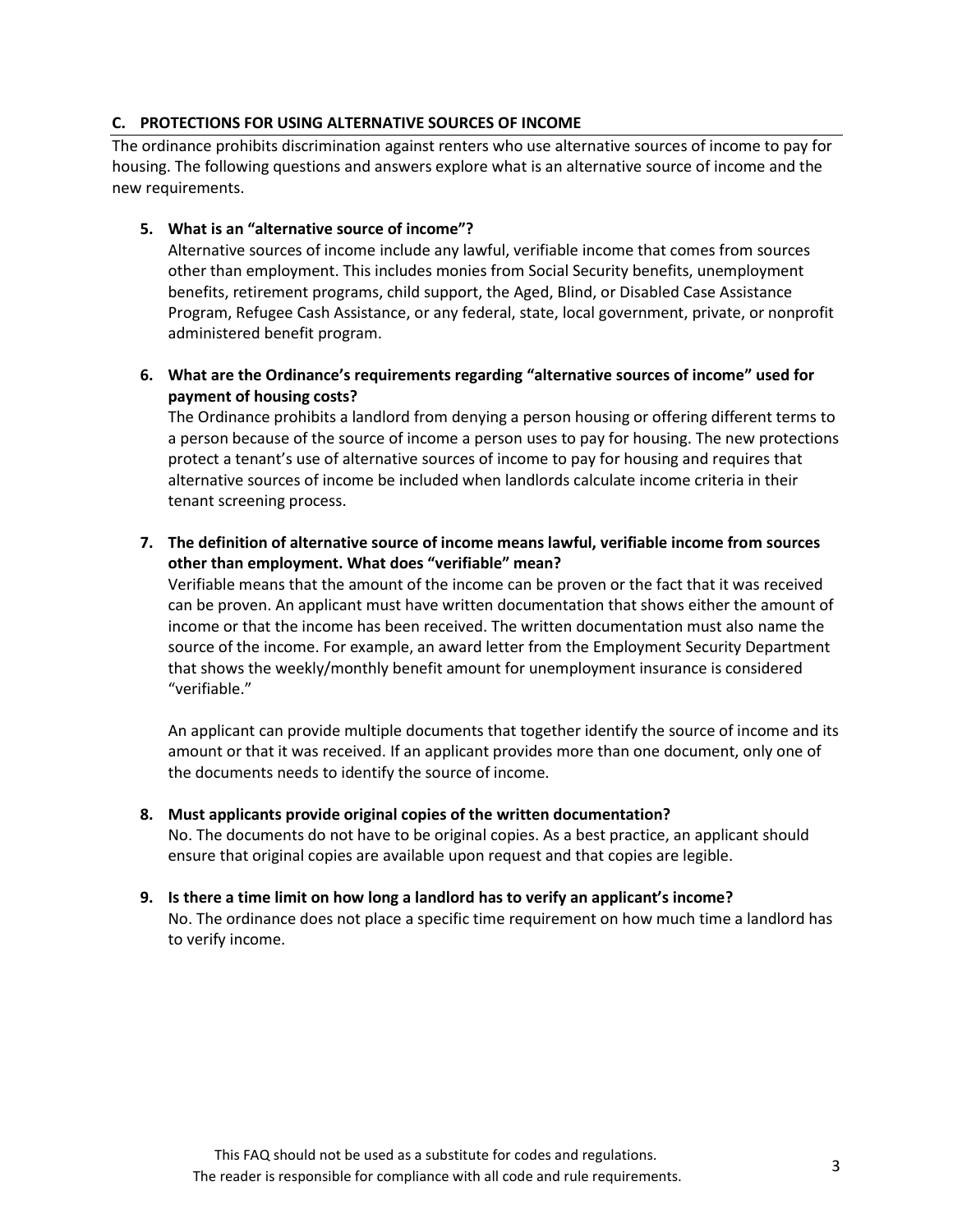## C. PROTECTIONS FOR USING ALTERNATIVE SOURCES OF INCOME

The ordinance prohibits discrimination against renters who use alternative sources of income to pay for housing. The following questions and answers explore what is an alternative source of income and the new requirements.

5. **What is an "alternative source of income"?**

   Alternative sources of income include any lawful, verifiable income that comes from sources other than employment. This includes monies from Social Security benefits, unemployment benefits, retirement programs, child support, the Aged, Blind, or Disabled Case Assistance Program, Refugee Cash Assistance, or any federal, state, local government, private, or nonprofit administered benefit program.

6. **What are the Ordinance's requirements regarding "alternative sources of income" used for payment of housing costs?**

   The Ordinance prohibits a landlord from denying a person housing or offering different terms to a person because of the source of income a person uses to pay for housing. The new protections protect a tenant's use of alternative sources of income to pay for housing and requires that alternative sources of income be included when landlords calculate income criteria in their tenant screening process.

7. **The definition of alternative source of income means lawful, verifiable income from sources other than employment. What does "verifiable" mean?**

   Verifiable means that the amount of the income can be proven or the fact that it was received can be proven. An applicant must have written documentation that shows either the amount of income or that the income has been received. The written documentation must also name the source of the income. For example, an award letter from the Employment Security Department that shows the weekly/monthly benefit amount for unemployment insurance is considered "verifiable."

   An applicant can provide multiple documents that together identify the source of income and its amount or that it was received. If an applicant provides more than one document, only one of the documents needs to identify the source of income.

8. **Must applicants provide original copies of the written documentation?**

   No. The documents do not have to be original copies. As a best practice, an applicant should ensure that original copies are available upon request and that copies are legible.

9. **Is there a time limit on how long a landlord has to verify an applicant's income?**

   No. The ordinance does not place a specific time requirement on how much time a landlord has to verify income.

This FAQ should not be used as a substitute for codes and regulations.
The reader is responsible for compliance with all code and rule requirements.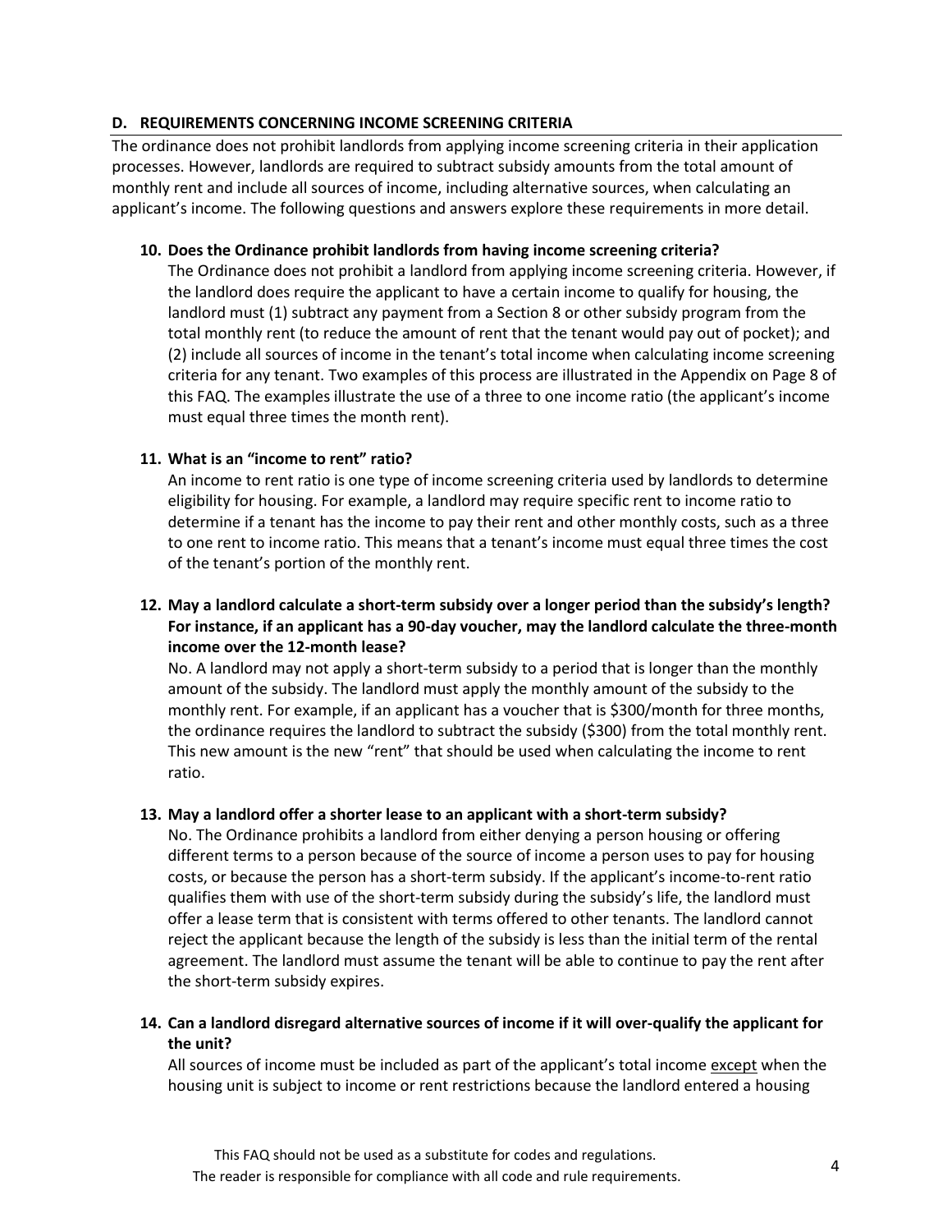## D. REQUIREMENTS CONCERNING INCOME SCREENING CRITERIA

The ordinance does not prohibit landlords from applying income screening criteria in their application processes. However, landlords are required to subtract subsidy amounts from the total amount of monthly rent and include all sources of income, including alternative sources, when calculating an applicant's income. The following questions and answers explore these requirements in more detail.

**10. Does the Ordinance prohibit landlords from having income screening criteria?**

The Ordinance does not prohibit a landlord from applying income screening criteria. However, if the landlord does require the applicant to have a certain income to qualify for housing, the landlord must (1) subtract any payment from a Section 8 or other subsidy program from the total monthly rent (to reduce the amount of rent that the tenant would pay out of pocket); and (2) include all sources of income in the tenant's total income when calculating income screening criteria for any tenant. Two examples of this process are illustrated in the Appendix on Page 8 of this FAQ. The examples illustrate the use of a three to one income ratio (the applicant's income must equal three times the month rent).

**11. What is an "income to rent" ratio?**

An income to rent ratio is one type of income screening criteria used by landlords to determine eligibility for housing. For example, a landlord may require specific rent to income ratio to determine if a tenant has the income to pay their rent and other monthly costs, such as a three to one rent to income ratio. This means that a tenant's income must equal three times the cost of the tenant's portion of the monthly rent.

**12. May a landlord calculate a short-term subsidy over a longer period than the subsidy's length? For instance, if an applicant has a 90-day voucher, may the landlord calculate the three-month income over the 12-month lease?**

No. A landlord may not apply a short-term subsidy to a period that is longer than the monthly amount of the subsidy. The landlord must apply the monthly amount of the subsidy to the monthly rent. For example, if an applicant has a voucher that is $300/month for three months, the ordinance requires the landlord to subtract the subsidy ($300) from the total monthly rent. This new amount is the new "rent" that should be used when calculating the income to rent ratio.

**13. May a landlord offer a shorter lease to an applicant with a short-term subsidy?**

No. The Ordinance prohibits a landlord from either denying a person housing or offering different terms to a person because of the source of income a person uses to pay for housing costs, or because the person has a short-term subsidy. If the applicant's income-to-rent ratio qualifies them with use of the short-term subsidy during the subsidy's life, the landlord must offer a lease term that is consistent with terms offered to other tenants. The landlord cannot reject the applicant because the length of the subsidy is less than the initial term of the rental agreement. The landlord must assume the tenant will be able to continue to pay the rent after the short-term subsidy expires.

**14. Can a landlord disregard alternative sources of income if it will over-qualify the applicant for the unit?**

All sources of income must be included as part of the applicant's total income <u>except</u> when the housing unit is subject to income or rent restrictions because the landlord entered a housing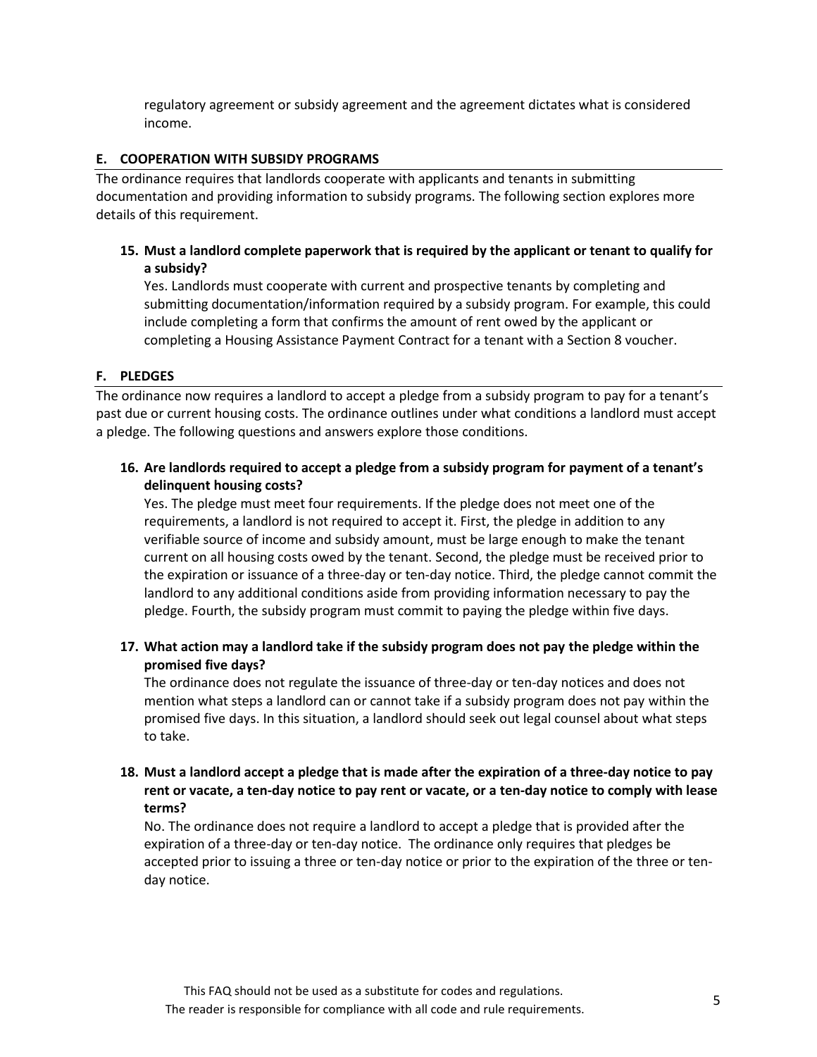regulatory agreement or subsidy agreement and the agreement dictates what is considered income.

## E. COOPERATION WITH SUBSIDY PROGRAMS

The ordinance requires that landlords cooperate with applicants and tenants in submitting documentation and providing information to subsidy programs. The following section explores more details of this requirement.

**15. Must a landlord complete paperwork that is required by the applicant or tenant to qualify for a subsidy?**

Yes. Landlords must cooperate with current and prospective tenants by completing and submitting documentation/information required by a subsidy program. For example, this could include completing a form that confirms the amount of rent owed by the applicant or completing a Housing Assistance Payment Contract for a tenant with a Section 8 voucher.

## F. PLEDGES

The ordinance now requires a landlord to accept a pledge from a subsidy program to pay for a tenant's past due or current housing costs. The ordinance outlines under what conditions a landlord must accept a pledge. The following questions and answers explore those conditions.

**16. Are landlords required to accept a pledge from a subsidy program for payment of a tenant's delinquent housing costs?**

Yes. The pledge must meet four requirements. If the pledge does not meet one of the requirements, a landlord is not required to accept it. First, the pledge in addition to any verifiable source of income and subsidy amount, must be large enough to make the tenant current on all housing costs owed by the tenant. Second, the pledge must be received prior to the expiration or issuance of a three-day or ten-day notice. Third, the pledge cannot commit the landlord to any additional conditions aside from providing information necessary to pay the pledge. Fourth, the subsidy program must commit to paying the pledge within five days.

**17. What action may a landlord take if the subsidy program does not pay the pledge within the promised five days?**

The ordinance does not regulate the issuance of three-day or ten-day notices and does not mention what steps a landlord can or cannot take if a subsidy program does not pay within the promised five days. In this situation, a landlord should seek out legal counsel about what steps to take.

**18. Must a landlord accept a pledge that is made after the expiration of a three-day notice to pay rent or vacate, a ten-day notice to pay rent or vacate, or a ten-day notice to comply with lease terms?**

No. The ordinance does not require a landlord to accept a pledge that is provided after the expiration of a three-day or ten-day notice. The ordinance only requires that pledges be accepted prior to issuing a three or ten-day notice or prior to the expiration of the three or ten-day notice.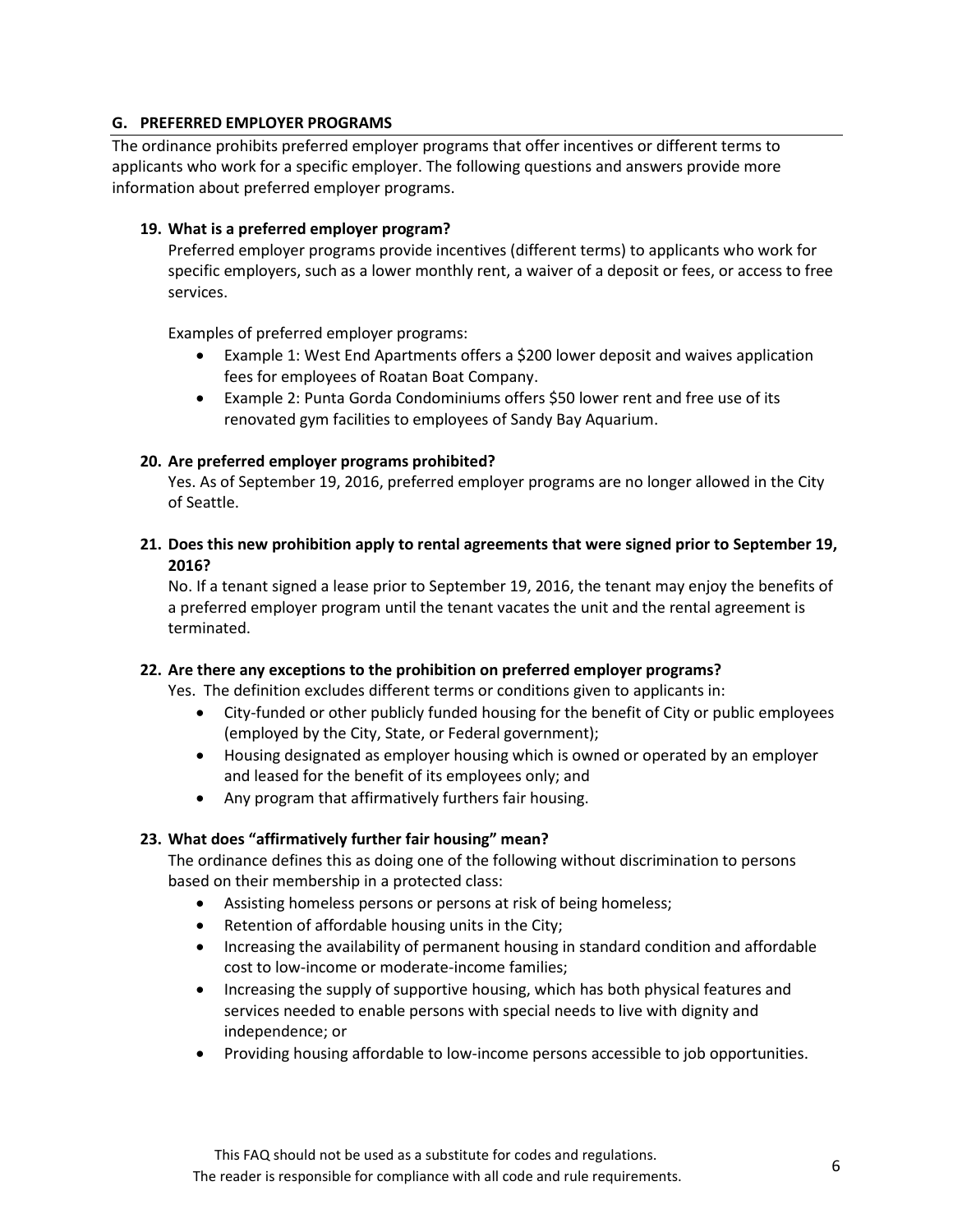## G. PREFERRED EMPLOYER PROGRAMS

The ordinance prohibits preferred employer programs that offer incentives or different terms to applicants who work for a specific employer. The following questions and answers provide more information about preferred employer programs.

**19. What is a preferred employer program?**

Preferred employer programs provide incentives (different terms) to applicants who work for specific employers, such as a lower monthly rent, a waiver of a deposit or fees, or access to free services.

Examples of preferred employer programs:

- Example 1: West End Apartments offers a $200 lower deposit and waives application fees for employees of Roatan Boat Company.
- Example 2: Punta Gorda Condominiums offers $50 lower rent and free use of its renovated gym facilities to employees of Sandy Bay Aquarium.

**20. Are preferred employer programs prohibited?**

Yes. As of September 19, 2016, preferred employer programs are no longer allowed in the City of Seattle.

**21. Does this new prohibition apply to rental agreements that were signed prior to September 19, 2016?**

No. If a tenant signed a lease prior to September 19, 2016, the tenant may enjoy the benefits of a preferred employer program until the tenant vacates the unit and the rental agreement is terminated.

**22. Are there any exceptions to the prohibition on preferred employer programs?**

Yes. The definition excludes different terms or conditions given to applicants in:

- City-funded or other publicly funded housing for the benefit of City or public employees (employed by the City, State, or Federal government);
- Housing designated as employer housing which is owned or operated by an employer and leased for the benefit of its employees only; and
- Any program that affirmatively furthers fair housing.

**23. What does "affirmatively further fair housing" mean?**

The ordinance defines this as doing one of the following without discrimination to persons based on their membership in a protected class:

- Assisting homeless persons or persons at risk of being homeless;
- Retention of affordable housing units in the City;
- Increasing the availability of permanent housing in standard condition and affordable cost to low-income or moderate-income families;
- Increasing the supply of supportive housing, which has both physical features and services needed to enable persons with special needs to live with dignity and independence; or
- Providing housing affordable to low-income persons accessible to job opportunities.

This FAQ should not be used as a substitute for codes and regulations.
The reader is responsible for compliance with all code and rule requirements.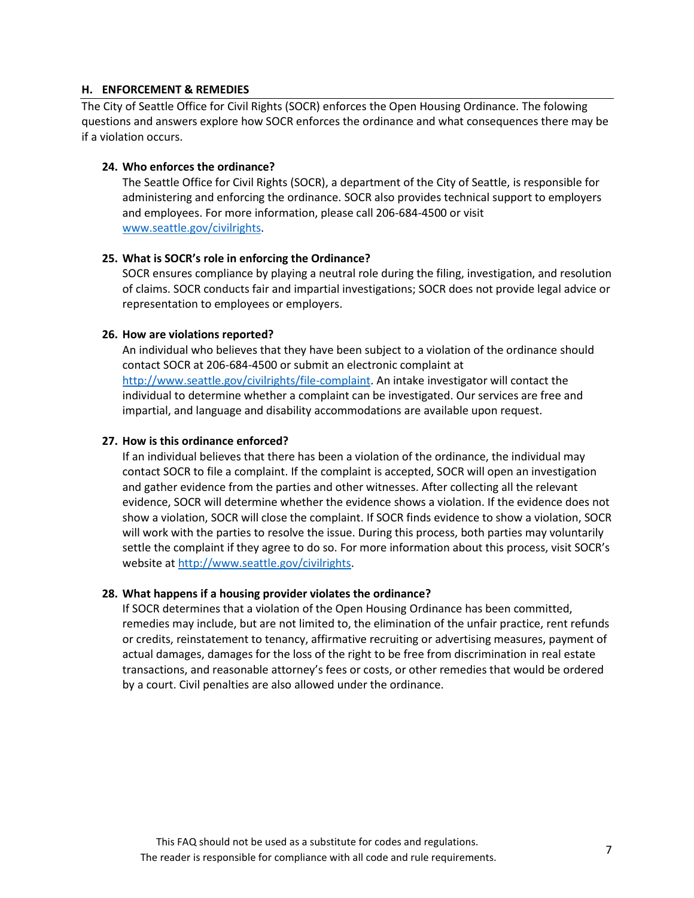## H. ENFORCEMENT & REMEDIES

The City of Seattle Office for Civil Rights (SOCR) enforces the Open Housing Ordinance. The folowing questions and answers explore how SOCR enforces the ordinance and what consequences there may be if a violation occurs.

**24. Who enforces the ordinance?**

The Seattle Office for Civil Rights (SOCR), a department of the City of Seattle, is responsible for administering and enforcing the ordinance. SOCR also provides technical support to employers and employees. For more information, please call 206-684-4500 or visit [www.seattle.gov/civilrights](www.seattle.gov/civilrights).

**25. What is SOCR's role in enforcing the Ordinance?**

SOCR ensures compliance by playing a neutral role during the filing, investigation, and resolution of claims. SOCR conducts fair and impartial investigations; SOCR does not provide legal advice or representation to employees or employers.

**26. How are violations reported?**

An individual who believes that they have been subject to a violation of the ordinance should contact SOCR at 206-684-4500 or submit an electronic complaint at [http://www.seattle.gov/civilrights/file-complaint](http://www.seattle.gov/civilrights/file-complaint). An intake investigator will contact the individual to determine whether a complaint can be investigated. Our services are free and impartial, and language and disability accommodations are available upon request.

**27. How is this ordinance enforced?**

If an individual believes that there has been a violation of the ordinance, the individual may contact SOCR to file a complaint. If the complaint is accepted, SOCR will open an investigation and gather evidence from the parties and other witnesses. After collecting all the relevant evidence, SOCR will determine whether the evidence shows a violation. If the evidence does not show a violation, SOCR will close the complaint. If SOCR finds evidence to show a violation, SOCR will work with the parties to resolve the issue. During this process, both parties may voluntarily settle the complaint if they agree to do so. For more information about this process, visit SOCR's website at [http://www.seattle.gov/civilrights](http://www.seattle.gov/civilrights).

**28. What happens if a housing provider violates the ordinance?**

If SOCR determines that a violation of the Open Housing Ordinance has been committed, remedies may include, but are not limited to, the elimination of the unfair practice, rent refunds or credits, reinstatement to tenancy, affirmative recruiting or advertising measures, payment of actual damages, damages for the loss of the right to be free from discrimination in real estate transactions, and reasonable attorney's fees or costs, or other remedies that would be ordered by a court. Civil penalties are also allowed under the ordinance.

This FAQ should not be used as a substitute for codes and regulations.
The reader is responsible for compliance with all code and rule requirements.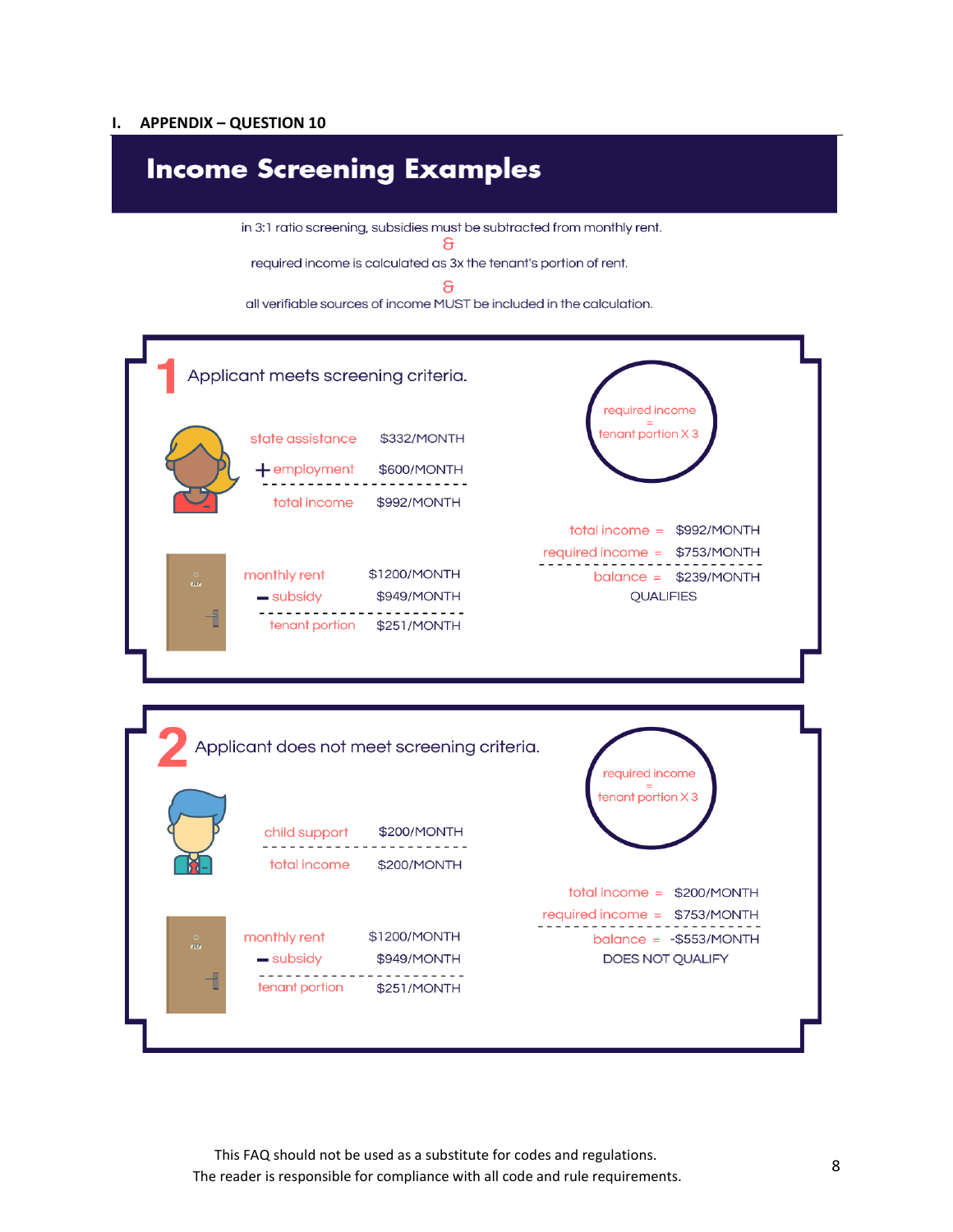## I. APPENDIX – QUESTION 10

# Income Screening Examples

in 3:1 ratio screening, subsidies must be subtracted from monthly rent.

&

required income is calculated as 3x the tenant's portion of rent.

&

all verifiable sources of income MUST be included in the calculation.

### 1 Applicant meets screening criteria.

required income = tenant portion X 3

| | |
|---|---|
| state assistance | $332/MONTH |
| + employment | $600/MONTH |
| total income | $992/MONTH |

| | |
|---|---|
| monthly rent | $1200/MONTH |
| – subsidy | $949/MONTH |
| tenant portion | $251/MONTH |

| | |
|---|---|
| total income = | $992/MONTH |
| required income = | $753/MONTH |
| balance = | $239/MONTH |

QUALIFIES

### 2 Applicant does not meet screening criteria.

required income = tenant portion X 3

| | |
|---|---|
| child support | $200/MONTH |
| total income | $200/MONTH |

| | |
|---|---|
| monthly rent | $1200/MONTH |
| – subsidy | $949/MONTH |
| tenant portion | $251/MONTH |

| | |
|---|---|
| total income = | $200/MONTH |
| required income = | $753/MONTH |
| balance = | -$553/MONTH |

DOES NOT QUALIFY

This FAQ should not be used as a substitute for codes and regulations.
The reader is responsible for compliance with all code and rule requirements.